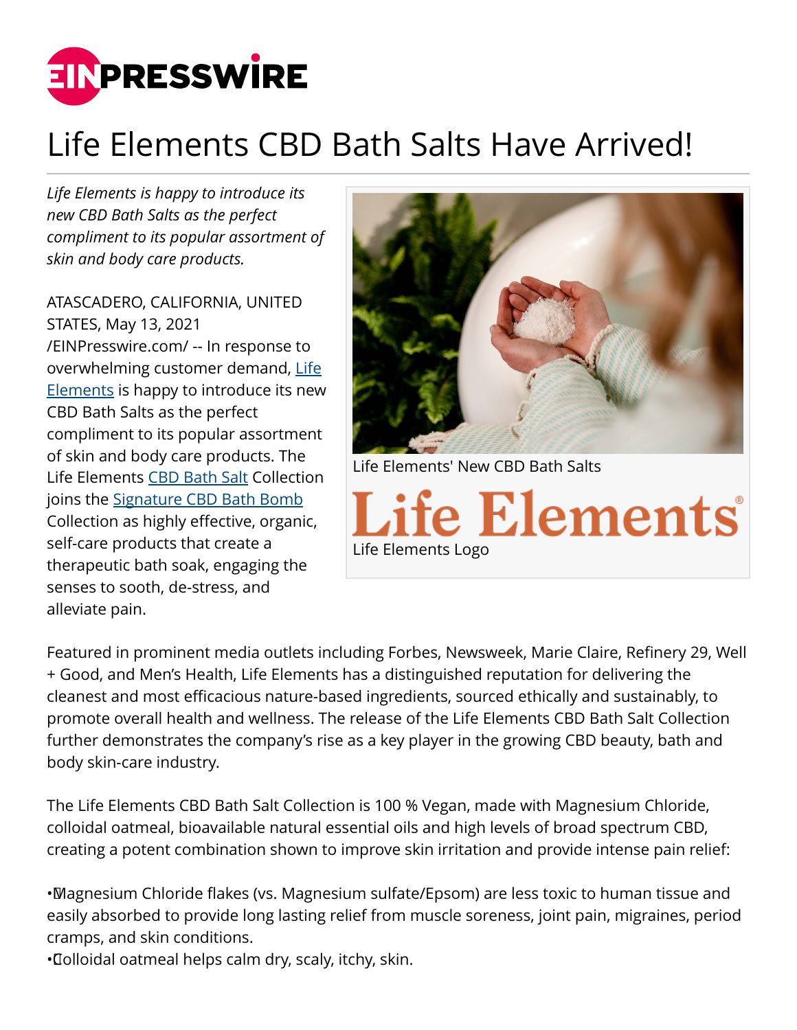# Life Elements CBD Bath Salts Have Arrived!

*Life Elements is happy to introduce its new CBD Bath Salts as the perfect compliment to its popular assortment of skin and body care products.*

ATASCADERO, CALIFORNIA, UNITED STATES, May 13, 2021 /EINPresswire.com/ -- In response to overwhelming customer demand, Life Elements is happy to introduce its new CBD Bath Salts as the perfect compliment to its popular assortment of skin and body care products. The Life Elements CBD Bath Salt Collection joins the Signature CBD Bath Bomb Collection as highly effective, organic, self-care products that create a therapeutic bath soak, engaging the senses to sooth, de-stress, and alleviate pain.

Life Elements' New CBD Bath Salts

Life Elements Logo

Featured in prominent media outlets including Forbes, Newsweek, Marie Claire, Refinery 29, Well + Good, and Men's Health, Life Elements has a distinguished reputation for delivering the cleanest and most efficacious nature-based ingredients, sourced ethically and sustainably, to promote overall health and wellness. The release of the Life Elements CBD Bath Salt Collection further demonstrates the company's rise as a key player in the growing CBD beauty, bath and body skin-care industry.

The Life Elements CBD Bath Salt Collection is 100 % Vegan, made with Magnesium Chloride, colloidal oatmeal, bioavailable natural essential oils and high levels of broad spectrum CBD, creating a potent combination shown to improve skin irritation and provide intense pain relief:

- Magnesium Chloride flakes (vs. Magnesium sulfate/Epsom) are less toxic to human tissue and easily absorbed to provide long lasting relief from muscle soreness, joint pain, migraines, period cramps, and skin conditions.
- Colloidal oatmeal helps calm dry, scaly, itchy, skin.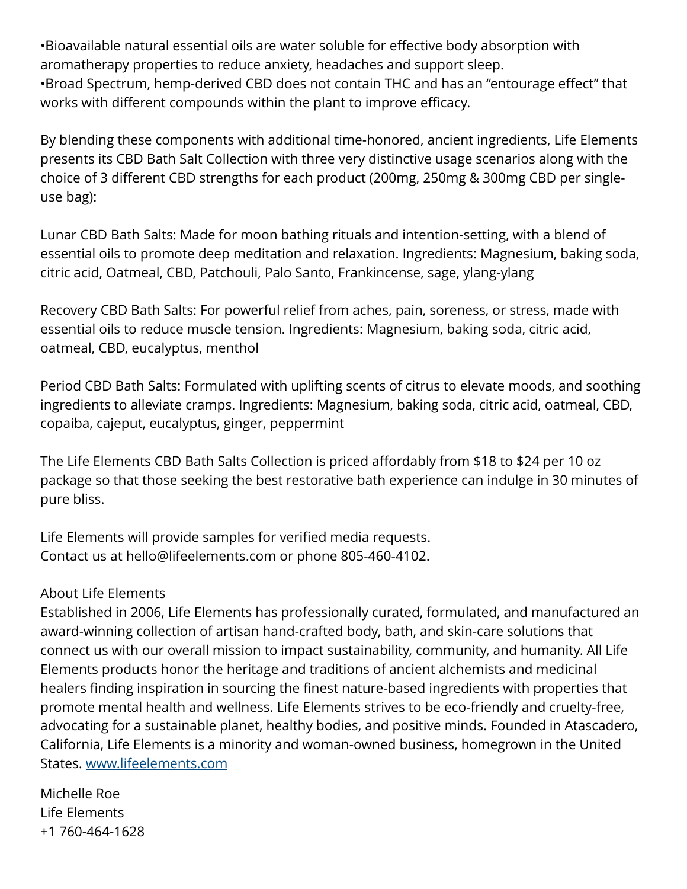•Bioavailable natural essential oils are water soluble for effective body absorption with aromatherapy properties to reduce anxiety, headaches and support sleep.
•Broad Spectrum, hemp-derived CBD does not contain THC and has an "entourage effect" that works with different compounds within the plant to improve efficacy.

By blending these components with additional time-honored, ancient ingredients, Life Elements presents its CBD Bath Salt Collection with three very distinctive usage scenarios along with the choice of 3 different CBD strengths for each product (200mg, 250mg & 300mg CBD per single-use bag):

Lunar CBD Bath Salts: Made for moon bathing rituals and intention-setting, with a blend of essential oils to promote deep meditation and relaxation. Ingredients: Magnesium, baking soda, citric acid, Oatmeal, CBD, Patchouli, Palo Santo, Frankincense, sage, ylang-ylang

Recovery CBD Bath Salts: For powerful relief from aches, pain, soreness, or stress, made with essential oils to reduce muscle tension. Ingredients: Magnesium, baking soda, citric acid, oatmeal, CBD, eucalyptus, menthol

Period CBD Bath Salts: Formulated with uplifting scents of citrus to elevate moods, and soothing ingredients to alleviate cramps. Ingredients: Magnesium, baking soda, citric acid, oatmeal, CBD, copaiba, cajeput, eucalyptus, ginger, peppermint

The Life Elements CBD Bath Salts Collection is priced affordably from $18 to $24 per 10 oz package so that those seeking the best restorative bath experience can indulge in 30 minutes of pure bliss.

Life Elements will provide samples for verified media requests.
Contact us at hello@lifeelements.com or phone 805-460-4102.

About Life Elements
Established in 2006, Life Elements has professionally curated, formulated, and manufactured an award-winning collection of artisan hand-crafted body, bath, and skin-care solutions that connect us with our overall mission to impact sustainability, community, and humanity. All Life Elements products honor the heritage and traditions of ancient alchemists and medicinal healers finding inspiration in sourcing the finest nature-based ingredients with properties that promote mental health and wellness. Life Elements strives to be eco-friendly and cruelty-free, advocating for a sustainable planet, healthy bodies, and positive minds. Founded in Atascadero, California, Life Elements is a minority and woman-owned business, homegrown in the United States. [www.lifeelements.com](http://www.lifeelements.com)

Michelle Roe
Life Elements
+1 760-464-1628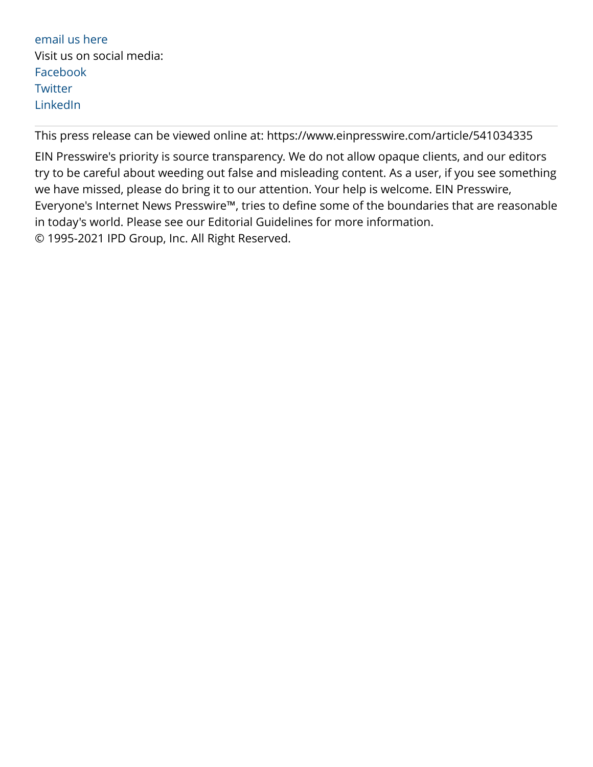email us here
Visit us on social media:
Facebook
Twitter
LinkedIn

---

This press release can be viewed online at: https://www.einpresswire.com/article/541034335

EIN Presswire's priority is source transparency. We do not allow opaque clients, and our editors try to be careful about weeding out false and misleading content. As a user, if you see something we have missed, please do bring it to our attention. Your help is welcome. EIN Presswire, Everyone's Internet News Presswire™, tries to define some of the boundaries that are reasonable in today's world. Please see our Editorial Guidelines for more information.
© 1995-2021 IPD Group, Inc. All Right Reserved.